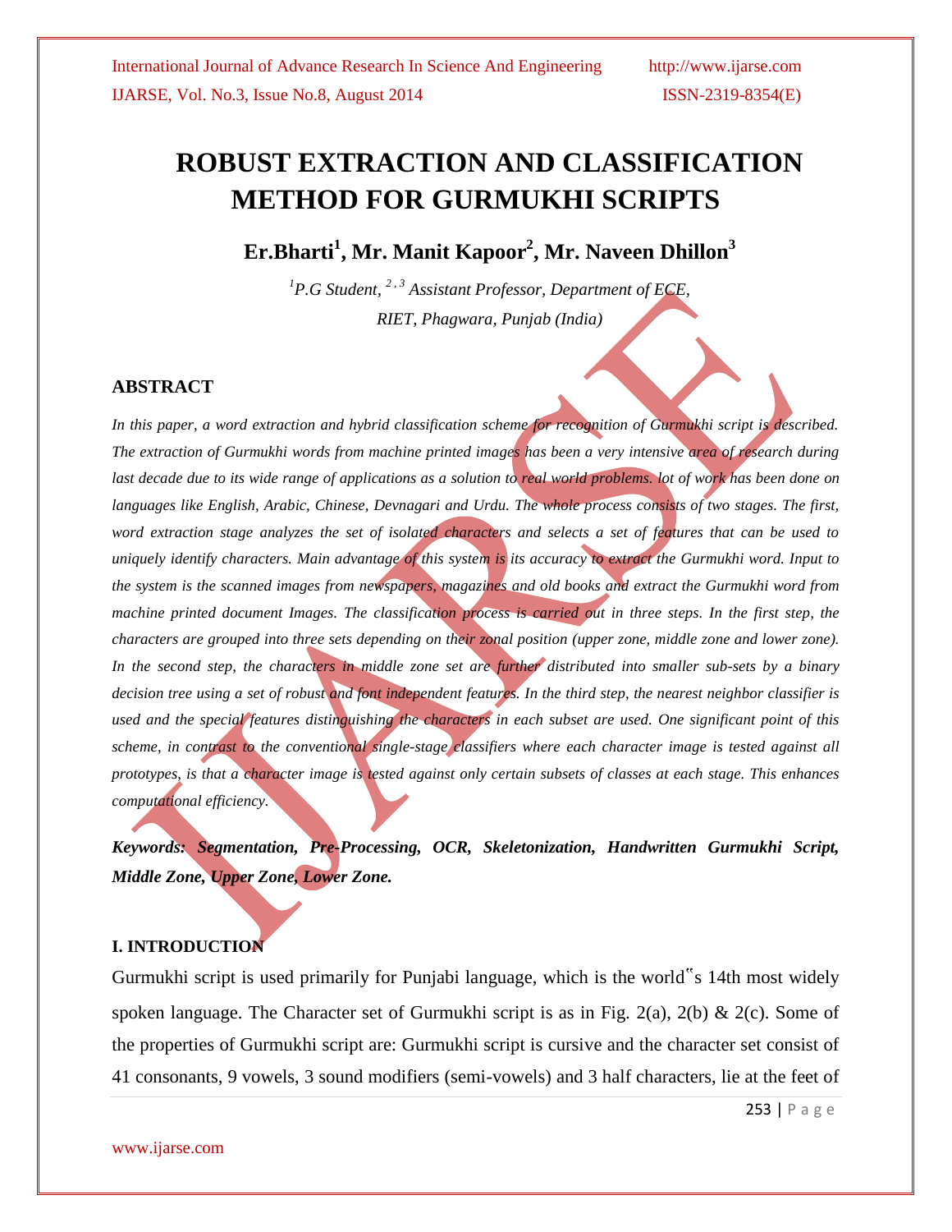# ROBUST EXTRACTION AND CLASSIFICATION METHOD FOR GURMUKHI SCRIPTS

**Er.Bharti[1], Mr. Manit Kapoor[2], Mr. Naveen Dhillon[3]**

*[1]P.G Student, [2,3] Assistant Professor, Department of ECE,*

*RIET, Phagwara, Punjab (India)*

## ABSTRACT

*In this paper, a word extraction and hybrid classification scheme for recognition of Gurmukhi script is described. The extraction of Gurmukhi words from machine printed images has been a very intensive area of research during last decade due to its wide range of applications as a solution to real world problems. lot of work has been done on languages like English, Arabic, Chinese, Devnagari and Urdu. The whole process consists of two stages. The first, word extraction stage analyzes the set of isolated characters and selects a set of features that can be used to uniquely identify characters. Main advantage of this system is its accuracy to extract the Gurmukhi word. Input to the system is the scanned images from newspapers, magazines and old books and extract the Gurmukhi word from machine printed document Images. The classification process is carried out in three steps. In the first step, the characters are grouped into three sets depending on their zonal position (upper zone, middle zone and lower zone). In the second step, the characters in middle zone set are further distributed into smaller sub-sets by a binary decision tree using a set of robust and font independent features. In the third step, the nearest neighbor classifier is used and the special features distinguishing the characters in each subset are used. One significant point of this scheme, in contrast to the conventional single-stage classifiers where each character image is tested against all prototypes, is that a character image is tested against only certain subsets of classes at each stage. This enhances computational efficiency.*

***Keywords: Segmentation, Pre-Processing, OCR, Skeletonization, Handwritten Gurmukhi Script, Middle Zone, Upper Zone, Lower Zone.***

## I. INTRODUCTION

Gurmukhi script is used primarily for Punjabi language, which is the world‟s 14th most widely spoken language. The Character set of Gurmukhi script is as in Fig. 2(a), 2(b) & 2(c). Some of the properties of Gurmukhi script are: Gurmukhi script is cursive and the character set consist of 41 consonants, 9 vowels, 3 sound modifiers (semi-vowels) and 3 half characters, lie at the feet of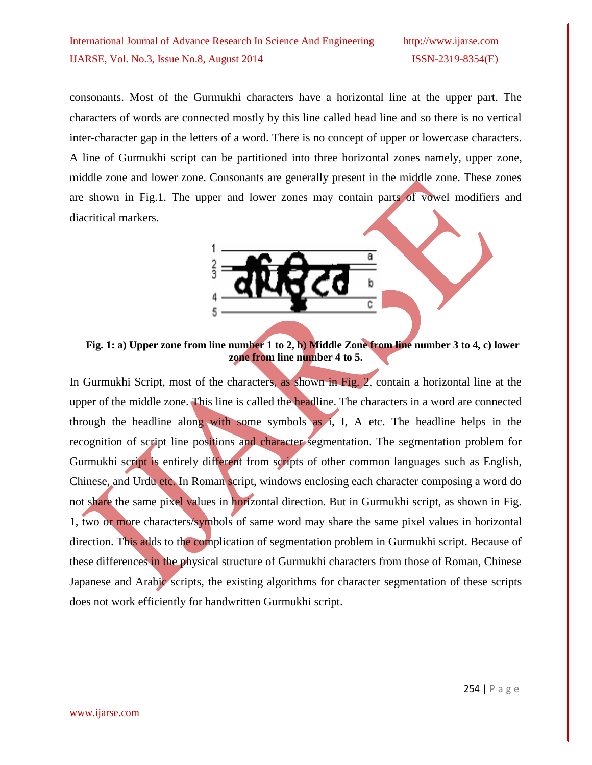consonants. Most of the Gurmukhi characters have a horizontal line at the upper part. The characters of words are connected mostly by this line called head line and so there is no vertical inter-character gap in the letters of a word. There is no concept of upper or lowercase characters. A line of Gurmukhi script can be partitioned into three horizontal zones namely, upper zone, middle zone and lower zone. Consonants are generally present in the middle zone. These zones are shown in Fig.1. The upper and lower zones may contain parts of vowel modifiers and diacritical markers.

**Fig. 1: a) Upper zone from line number 1 to 2, b) Middle Zone from line number 3 to 4, c) lower zone from line number 4 to 5.**

In Gurmukhi Script, most of the characters, as shown in Fig. 2, contain a horizontal line at the upper of the middle zone. This line is called the headline. The characters in a word are connected through the headline along with some symbols as i, I, A etc. The headline helps in the recognition of script line positions and character segmentation. The segmentation problem for Gurmukhi script is entirely different from scripts of other common languages such as English, Chinese, and Urdu etc. In Roman script, windows enclosing each character composing a word do not share the same pixel values in horizontal direction. But in Gurmukhi script, as shown in Fig. 1, two or more characters/symbols of same word may share the same pixel values in horizontal direction. This adds to the complication of segmentation problem in Gurmukhi script. Because of these differences in the physical structure of Gurmukhi characters from those of Roman, Chinese Japanese and Arabic scripts, the existing algorithms for character segmentation of these scripts does not work efficiently for handwritten Gurmukhi script.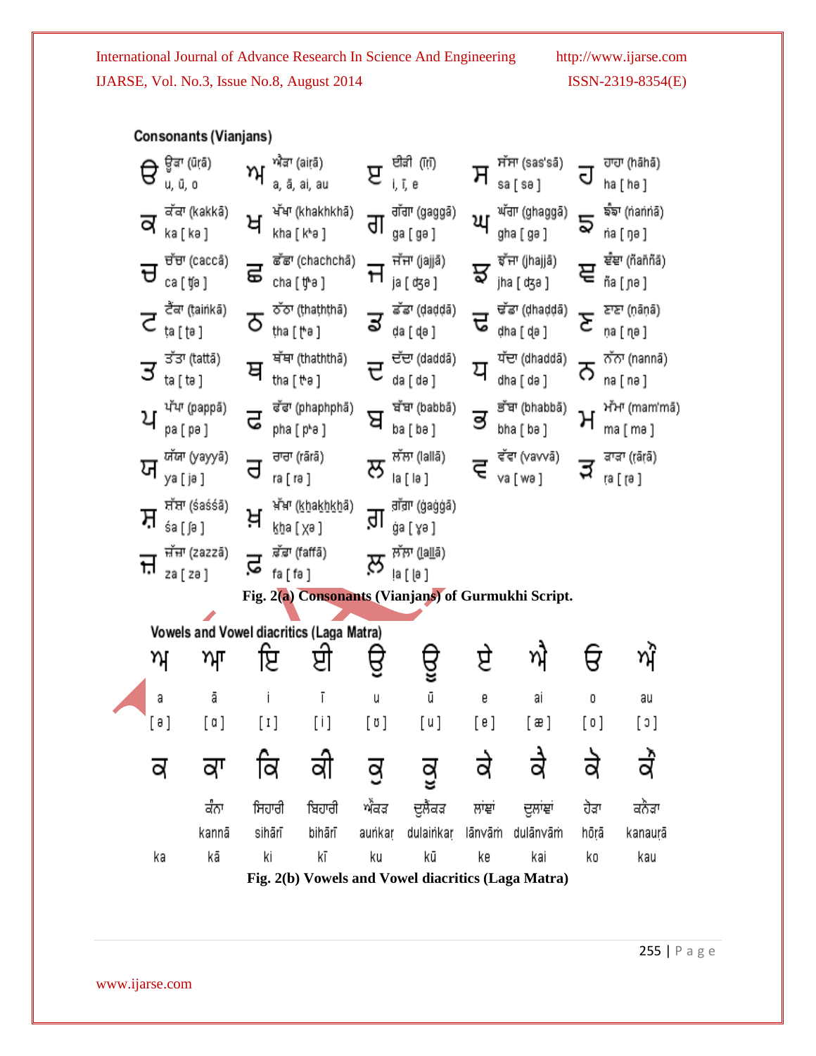**Consonants (Vianjans)**

| | | | | | | | | | |
|---|---|---|---|---|---|---|---|---|---|
| ੳ | ਉੜਾ (ūṛā) u, ū, o | ਅ | ਐੜਾ (aiṛā) a, ā, ai, au | ੲ | ਈੜੀ (īṛī) i, ī, e | ਸ | ਸੱਸਾ (sas'sā) sa [ sə ] | ਹ | ਹਾਹਾ (hāhā) ha [ hə ] |
| ਕ | ਕੱਕਾ (kakkā) ka [ kə ] | ਖ | ਖੱਖਾ (khakhkhā) kha [ kʰə ] | ਗ | ਗੱਗਾ (gaggā) ga [ gə ] | ਘ | ਘੱਗਾ (ghaggā) gha [ gə ] | ਙ | ਙੰਙਾ (ṅaṅṅā) ṅa [ ŋə ] |
| ਚ | ਚੱਚਾ (caccā) ca [ ʧə ] | ਛ | ਛੱਛਾ (chachchā) cha [ ʧʰə ] | ਜ | ਜੱਜਾ (jajjā) ja [ ʤə ] | ਝ | ਝੱਜਾ (jhajjā) jha [ ʤə ] | ਞ | ਞੰਞਾ (ñaññā) ña [ ɲə ] |
| ਟ | ਟੈਂਕਾ (taiṅkā) ṭa [ ʈə ] | ਠ | ਠੱਠਾ (ṭhaṭhṭhā) ṭha [ ʈʰə ] | ਡ | ਡੱਡਾ (ḍaḍḍā) ḍa [ ɖə ] | ਢ | ਢੱਡਾ (ḍhaḍḍā) ḍha [ ɖə ] | ਣ | ਣਾਣਾ (ṇāṇā) ṇa [ ɳə ] |
| ਤ | ਤੱਤਾ (tattā) ta [ t̪ə ] | ਥ | ਥੱਥਾ (thaththā) tha [ t̪ʰə ] | ਦ | ਦੱਦਾ (daddā) da [ d̪ə ] | ਧ | ਧੱਦਾ (dhaddā) dha [ d̪ə ] | ਨ | ਨੱਨਾ (nannā) na [ nə ] |
| ਪ | ਪੱਪਾ (pappā) pa [ pə ] | ਫ | ਫੱਫਾ (phaphphā) pha [ pʰə ] | ਬ | ਬੱਬਾ (babbā) ba [ bə ] | ਭ | ਭੱਬਾ (bhabbā) bha [ bə ] | ਮ | ਮੰਮਾ (mam'mā) ma [ mə ] |
| ਯ | ਯੱਯਾ (yayyā) ya [ jə ] | ਰ | ਰਾਰਾ (rārā) ra [ rə ] | ਲ | ਲੱਲਾ (lallā) la [ lə ] | ਵ | ਵੱਵਾ (vavvā) va [ wə ] | ੜ | ੜਾੜਾ (ṛāṛā) ṛa [ ɽə ] |
| ਸ਼ | ਸ਼ੱਸ਼ਾ (śaśśā) śa [ ʃə ] | ਖ਼ | ਖ਼ੱਖ਼ਾ (k͟hak͟hk͟hā) k͟ha [ xə ] | ਗ਼ | ਗ਼ੱਗ਼ਾ (ġaġġā) ġa [ ɣə ] | | | | |
| ਜ਼ | ਜ਼ੱਜ਼ਾ (zazzā) za [ zə ] | ਫ਼ | ਫ਼ੱਫ਼ਾ (faffā) fa [ fə ] | ਲ਼ | ਲ਼ੱਲ਼ਾ (ḷaḷḷā) ḷa [ ɭə ] | | | | |

**Fig. 2(a) Consonants (Vianjans) of Gurmukhi Script.**

**Vowels and Vowel diacritics (Laga Matra)**

| ਅ | ਆ | ਇ | ਈ | ਉ | ਊ | ਏ | ਐ | ਓ | ਔ |
|---|---|---|---|---|---|---|---|---|---|
| a | ā | i | ī | u | ū | e | ai | o | au |
| [ ə ] | [ ɑ ] | [ ɪ ] | [ i ] | [ ʊ ] | [ u ] | [ e ] | [ æ ] | [ o ] | [ ɔ ] |
| ਕ | ਕਾ | ਕਿ | ਕੀ | ਕੁ | ਕੂ | ਕੇ | ਕੈ | ਕੋ | ਕੌ |
| | ਕੰਨਾ | ਸਿਹਾਰੀ | ਬਿਹਾਰੀ | ਔਂਕੜ | ਦੁਲੈਂਕੜ | ਲਾਂਵਾਂ | ਦੁਲਾਂਵਾਂ | ਹੋੜਾ | ਕਨੌੜਾ |
| | kannā | sihārī | bihārī | auṅkaṛ | dulaiṅkaṛ | lānvāṁ | dulānvāṁ | hōṛā | kanauṛā |
| ka | kā | ki | kī | ku | kū | ke | kai | ko | kau |

**Fig. 2(b) Vowels and Vowel diacritics (Laga Matra)**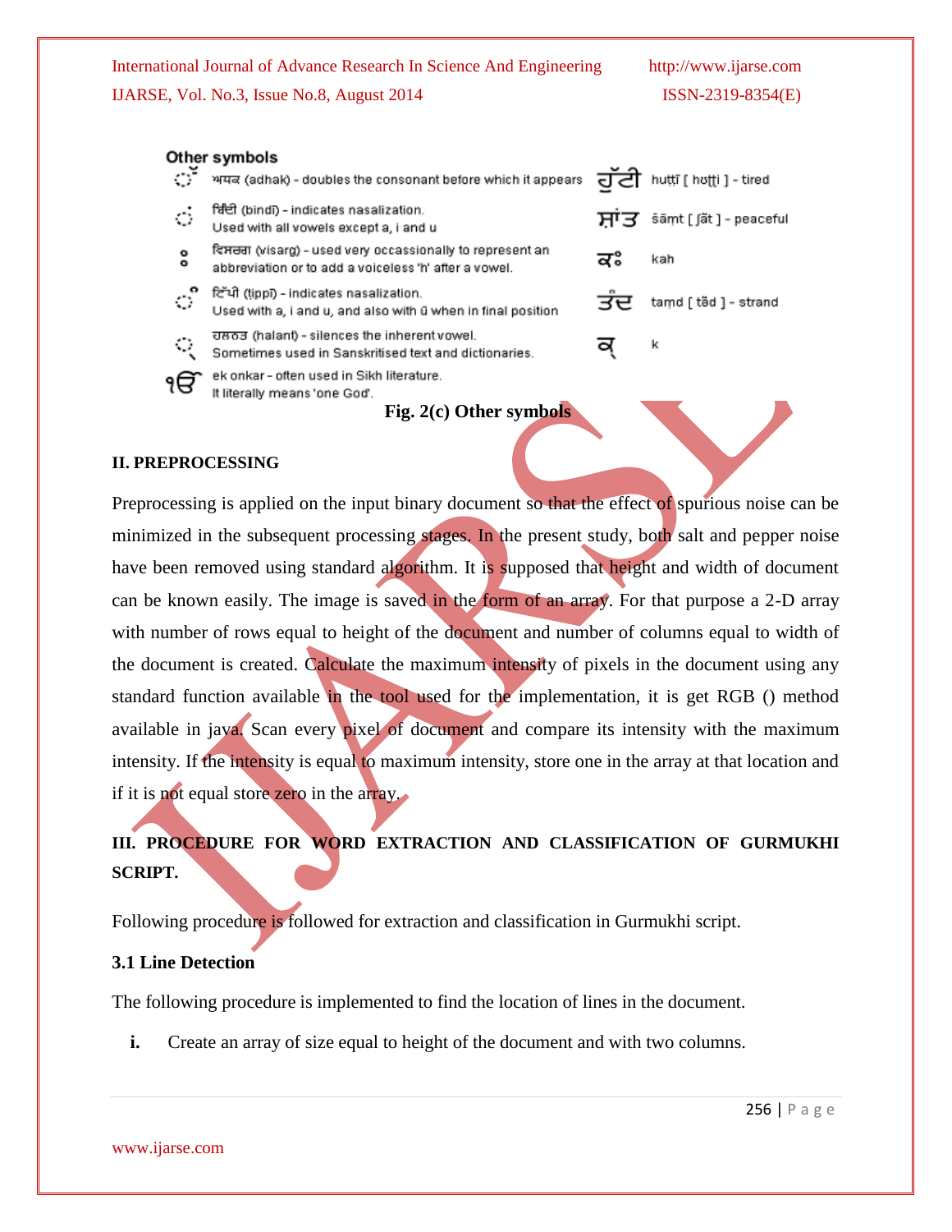**Other symbols**

| | | | |
|---|---|---|---|
| ◌ੱ | ਅਧਕ (adhak) - doubles the consonant before which it appears | ਹੁੱਟੀ | huṭṭī [ hʊṭṭi ] - tired |
| ◌ਂ | ਬਿੰਦੀ (bindī) - indicates nasalization. Used with all vowels except a, i and u | ਸ਼ਾਂਤ | šāṃt [ ʃãt ] - peaceful |
| ਃ | ਵਿਸਰਗ (visarg) - used very occassionally to represent an abbreviation or to add a voiceless 'h' after a vowel. | ਕਃ | kah |
| ◌ੰ | ਟਿੱਪੀ (tippī) - indicates nasalization. Used with a, i and u, and also with ū when in final position | ਤੰਦ | taṃd [ tə̃d ] - strand |
| ◌੍ | ਹਲਨ੍ਤ (halant) - silences the inherent vowel. Sometimes used in Sanskritised text and dictionaries. | ਕ੍ | k |
| ੴ | ek onkar - often used in Sikh literature. It literally means 'one God'. | | |

**Fig. 2(c) Other symbols**

## II. PREPROCESSING

Preprocessing is applied on the input binary document so that the effect of spurious noise can be minimized in the subsequent processing stages. In the present study, both salt and pepper noise have been removed using standard algorithm. It is supposed that height and width of document can be known easily. The image is saved in the form of an array. For that purpose a 2-D array with number of rows equal to height of the document and number of columns equal to width of the document is created. Calculate the maximum intensity of pixels in the document using any standard function available in the tool used for the implementation, it is get RGB () method available in java. Scan every pixel of document and compare its intensity with the maximum intensity. If the intensity is equal to maximum intensity, store one in the array at that location and if it is not equal store zero in the array.

## III. PROCEDURE FOR WORD EXTRACTION AND CLASSIFICATION OF GURMUKHI SCRIPT.

Following procedure is followed for extraction and classification in Gurmukhi script.

### 3.1 Line Detection

The following procedure is implemented to find the location of lines in the document.

i. Create an array of size equal to height of the document and with two columns.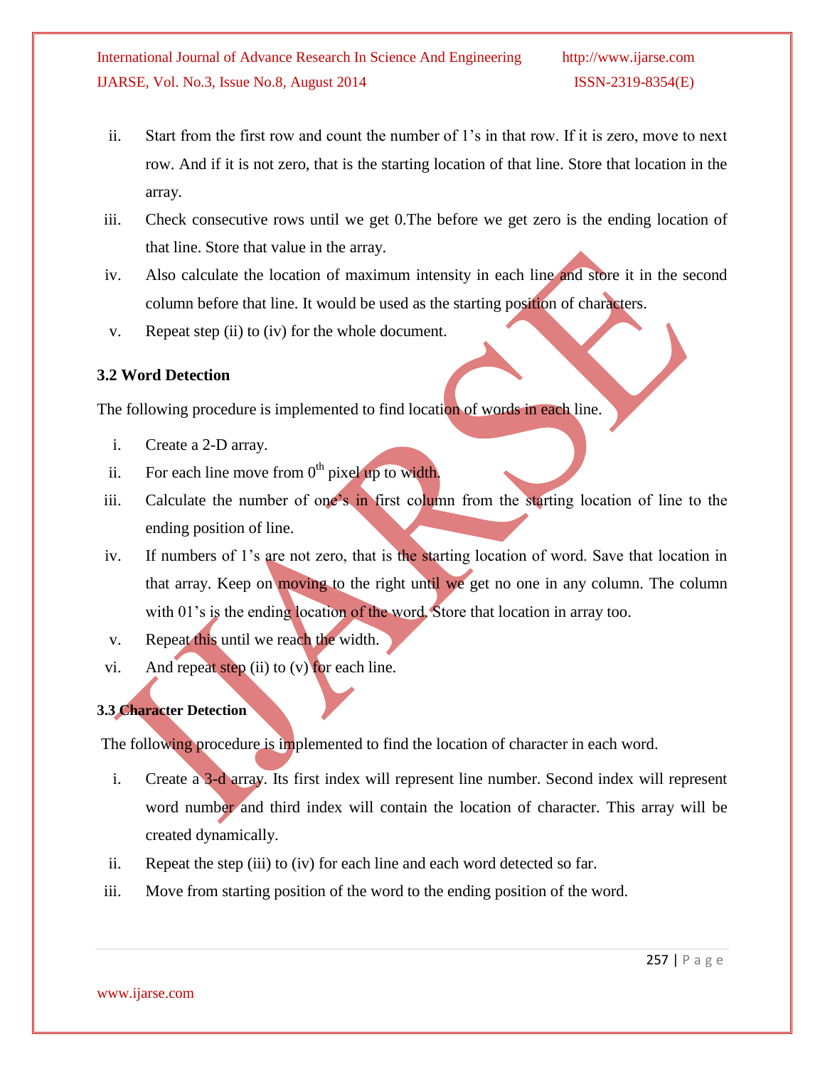ii. Start from the first row and count the number of 1's in that row. If it is zero, move to next row. And if it is not zero, that is the starting location of that line. Store that location in the array.

iii. Check consecutive rows until we get 0.The before we get zero is the ending location of that line. Store that value in the array.

iv. Also calculate the location of maximum intensity in each line and store it in the second column before that line. It would be used as the starting position of characters.

v. Repeat step (ii) to (iv) for the whole document.

### 3.2 Word Detection

The following procedure is implemented to find location of words in each line.

i. Create a 2-D array.

ii. For each line move from $0^{th}$ pixel up to width.

iii. Calculate the number of one's in first column from the starting location of line to the ending position of line.

iv. If numbers of 1's are not zero, that is the starting location of word. Save that location in that array. Keep on moving to the right until we get no one in any column. The column with 01's is the ending location of the word. Store that location in array too.

v. Repeat this until we reach the width.

vi. And repeat step (ii) to (v) for each line.

### 3.3 Character Detection

The following procedure is implemented to find the location of character in each word.

i. Create a 3-d array. Its first index will represent line number. Second index will represent word number and third index will contain the location of character. This array will be created dynamically.

ii. Repeat the step (iii) to (iv) for each line and each word detected so far.

iii. Move from starting position of the word to the ending position of the word.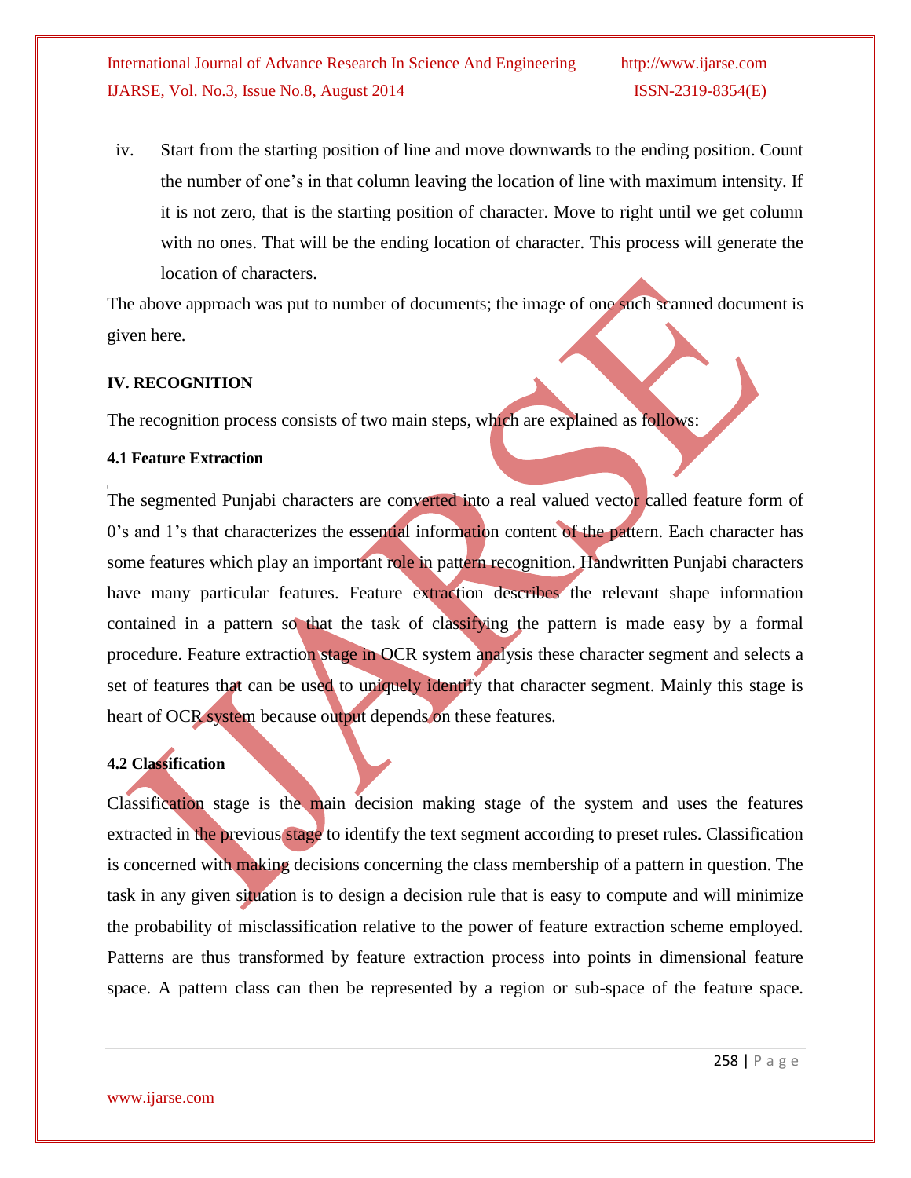iv. Start from the starting position of line and move downwards to the ending position. Count the number of one's in that column leaving the location of line with maximum intensity. If it is not zero, that is the starting position of character. Move to right until we get column with no ones. That will be the ending location of character. This process will generate the location of characters.

The above approach was put to number of documents; the image of one such scanned document is given here.

## IV. RECOGNITION

The recognition process consists of two main steps, which are explained as follows:

### 4.1 Feature Extraction

The segmented Punjabi characters are converted into a real valued vector called feature form of 0's and 1's that characterizes the essential information content of the pattern. Each character has some features which play an important role in pattern recognition. Handwritten Punjabi characters have many particular features. Feature extraction describes the relevant shape information contained in a pattern so that the task of classifying the pattern is made easy by a formal procedure. Feature extraction stage in OCR system analysis these character segment and selects a set of features that can be used to uniquely identify that character segment. Mainly this stage is heart of OCR system because output depends on these features.

### 4.2 Classification

Classification stage is the main decision making stage of the system and uses the features extracted in the previous stage to identify the text segment according to preset rules. Classification is concerned with making decisions concerning the class membership of a pattern in question. The task in any given situation is to design a decision rule that is easy to compute and will minimize the probability of misclassification relative to the power of feature extraction scheme employed. Patterns are thus transformed by feature extraction process into points in dimensional feature space. A pattern class can then be represented by a region or sub-space of the feature space.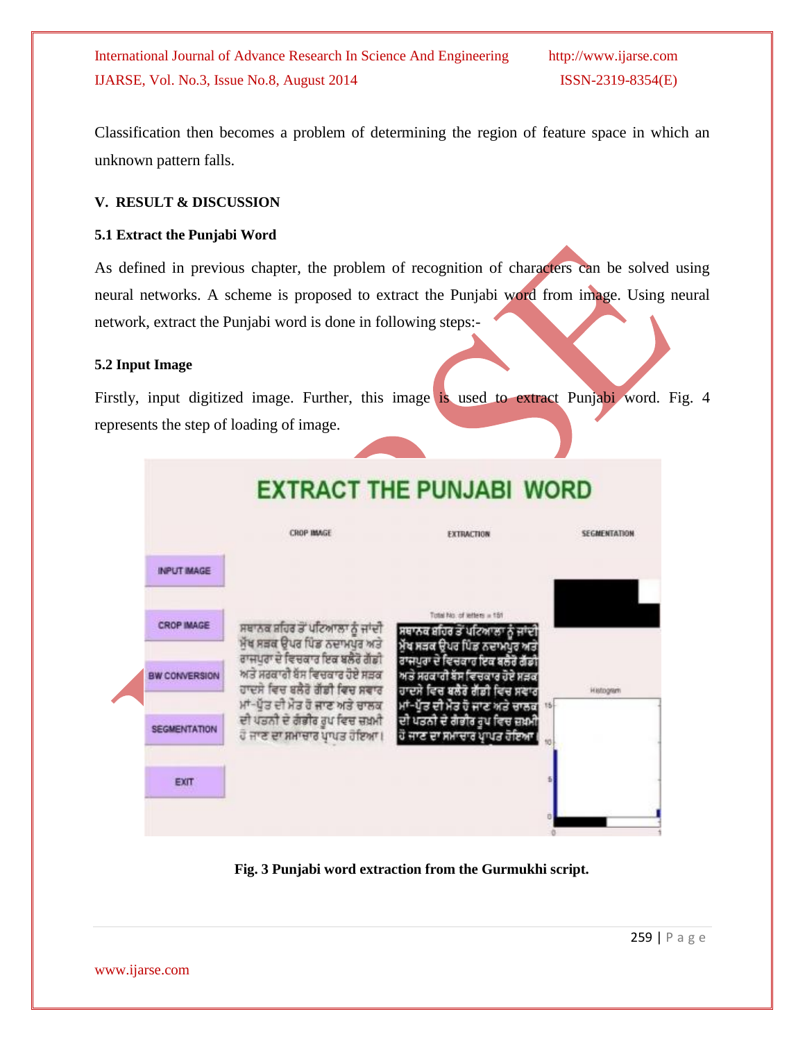Classification then becomes a problem of determining the region of feature space in which an unknown pattern falls.

## V. RESULT & DISCUSSION

### 5.1 Extract the Punjabi Word

As defined in previous chapter, the problem of recognition of characters can be solved using neural networks. A scheme is proposed to extract the Punjabi word from image. Using neural network, extract the Punjabi word is done in following steps:-

### 5.2 Input Image

Firstly, input digitized image. Further, this image is used to extract Punjabi word. Fig. 4 represents the step of loading of image.

**Fig. 3 Punjabi word extraction from the Gurmukhi script.**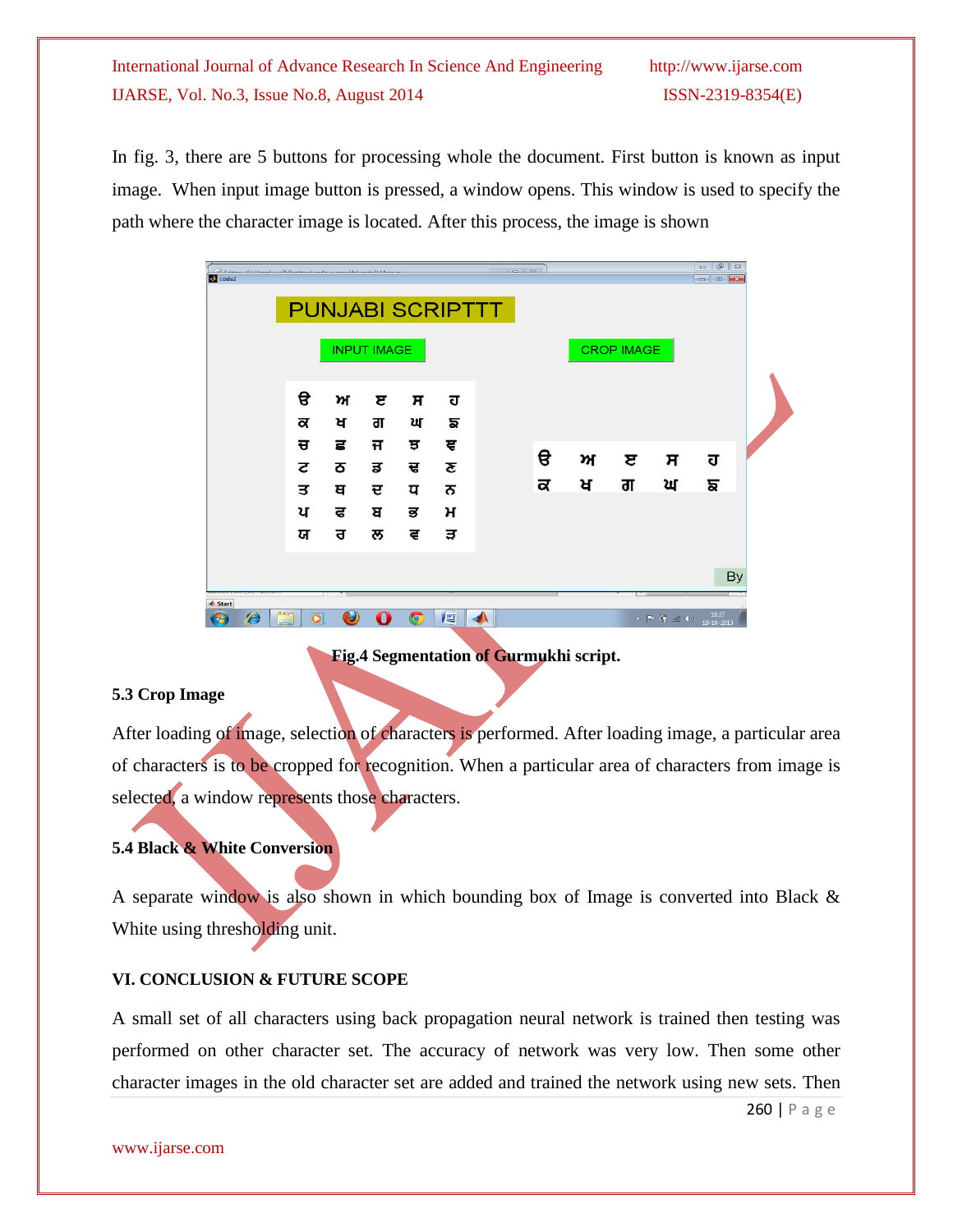In fig. 3, there are 5 buttons for processing whole the document. First button is known as input image. When input image button is pressed, a window opens. This window is used to specify the path where the character image is located. After this process, the image is shown

**Fig.4 Segmentation of Gurmukhi script.**

### 5.3 Crop Image

After loading of image, selection of characters is performed. After loading image, a particular area of characters is to be cropped for recognition. When a particular area of characters from image is selected, a window represents those characters.

### 5.4 Black & White Conversion

A separate window is also shown in which bounding box of Image is converted into Black & White using thresholding unit.

## VI. CONCLUSION & FUTURE SCOPE

A small set of all characters using back propagation neural network is trained then testing was performed on other character set. The accuracy of network was very low. Then some other character images in the old character set are added and trained the network using new sets. Then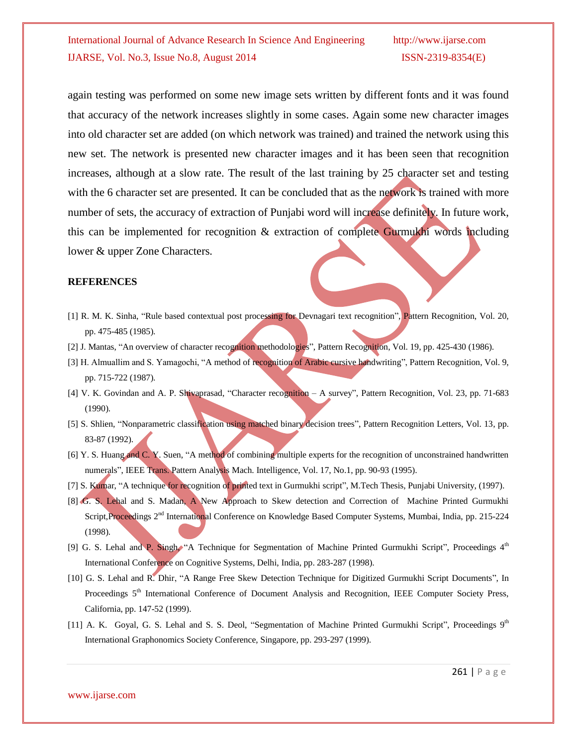again testing was performed on some new image sets written by different fonts and it was found that accuracy of the network increases slightly in some cases. Again some new character images into old character set are added (on which network was trained) and trained the network using this new set. The network is presented new character images and it has been seen that recognition increases, although at a slow rate. The result of the last training by 25 character set and testing with the 6 character set are presented. It can be concluded that as the network is trained with more number of sets, the accuracy of extraction of Punjabi word will increase definitely. In future work, this can be implemented for recognition & extraction of complete Gurmukhi words including lower & upper Zone Characters.

## REFERENCES

[1] R. M. K. Sinha, "Rule based contextual post processing for Devnagari text recognition", Pattern Recognition, Vol. 20, pp. 475-485 (1985).

[2] J. Mantas, "An overview of character recognition methodologies", Pattern Recognition, Vol. 19, pp. 425-430 (1986).

[3] H. Almuallim and S. Yamagochi, "A method of recognition of Arabic cursive handwriting", Pattern Recognition, Vol. 9, pp. 715-722 (1987).

[4] V. K. Govindan and A. P. Shivaprasad, "Character recognition – A survey", Pattern Recognition, Vol. 23, pp. 71-683 (1990).

[5] S. Shlien, "Nonparametric classification using matched binary decision trees", Pattern Recognition Letters, Vol. 13, pp. 83-87 (1992).

[6] Y. S. Huang and C. Y. Suen, "A method of combining multiple experts for the recognition of unconstrained handwritten numerals", IEEE Trans. Pattern Analysis Mach. Intelligence, Vol. 17, No.1, pp. 90-93 (1995).

[7] S. Kumar, "A technique for recognition of printed text in Gurmukhi script", M.Tech Thesis, Punjabi University, (1997).

[8] G. S. Lehal and S. Madan, A New Approach to Skew detection and Correction of Machine Printed Gurmukhi Script,Proceedings 2nd International Conference on Knowledge Based Computer Systems, Mumbai, India, pp. 215-224 (1998).

[9] G. S. Lehal and P. Singh, "A Technique for Segmentation of Machine Printed Gurmukhi Script", Proceedings 4th International Conference on Cognitive Systems, Delhi, India, pp. 283-287 (1998).

[10] G. S. Lehal and R. Dhir, "A Range Free Skew Detection Technique for Digitized Gurmukhi Script Documents", In Proceedings 5th International Conference of Document Analysis and Recognition, IEEE Computer Society Press, California, pp. 147-52 (1999).

[11] A. K. Goyal, G. S. Lehal and S. S. Deol, "Segmentation of Machine Printed Gurmukhi Script", Proceedings 9th International Graphonomics Society Conference, Singapore, pp. 293-297 (1999).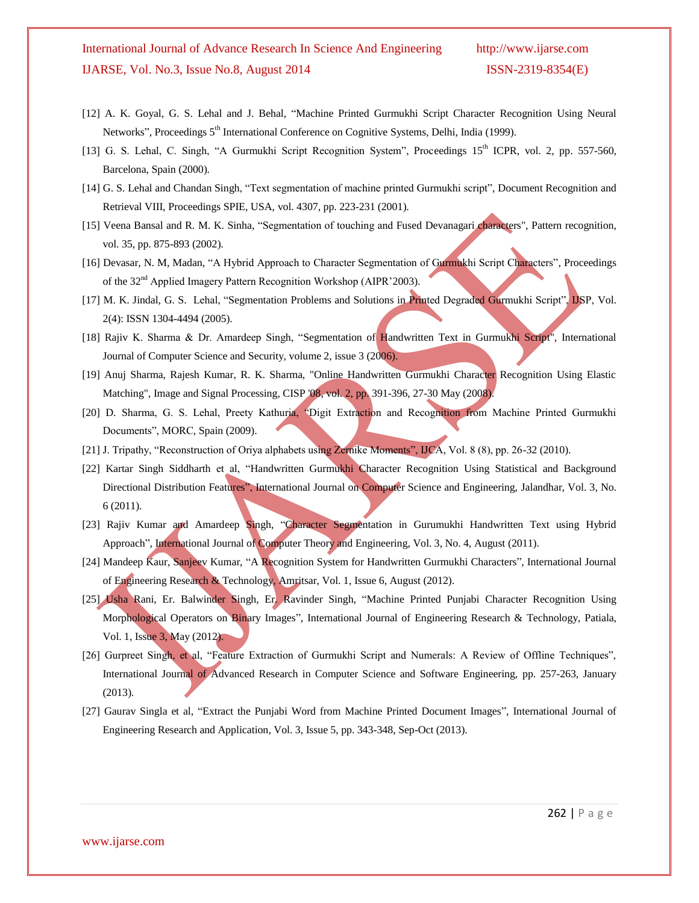[12] A. K. Goyal, G. S. Lehal and J. Behal, "Machine Printed Gurmukhi Script Character Recognition Using Neural Networks", Proceedings 5th International Conference on Cognitive Systems, Delhi, India (1999).

[13] G. S. Lehal, C. Singh, "A Gurmukhi Script Recognition System", Proceedings 15th ICPR, vol. 2, pp. 557-560, Barcelona, Spain (2000).

[14] G. S. Lehal and Chandan Singh, "Text segmentation of machine printed Gurmukhi script", Document Recognition and Retrieval VIII, Proceedings SPIE, USA, vol. 4307, pp. 223-231 (2001).

[15] Veena Bansal and R. M. K. Sinha, "Segmentation of touching and Fused Devanagari characters", Pattern recognition, vol. 35, pp. 875-893 (2002).

[16] Devasar, N. M, Madan, "A Hybrid Approach to Character Segmentation of Gurmukhi Script Characters", Proceedings of the 32nd Applied Imagery Pattern Recognition Workshop (AIPR'2003).

[17] M. K. Jindal, G. S. Lehal, "Segmentation Problems and Solutions in Printed Degraded Gurmukhi Script", IJSP, Vol. 2(4): ISSN 1304-4494 (2005).

[18] Rajiv K. Sharma & Dr. Amardeep Singh, "Segmentation of Handwritten Text in Gurmukhi Script", International Journal of Computer Science and Security, volume 2, issue 3 (2006).

[19] Anuj Sharma, Rajesh Kumar, R. K. Sharma, "Online Handwritten Gurmukhi Character Recognition Using Elastic Matching", Image and Signal Processing, CISP '08, vol. 2, pp. 391-396, 27-30 May (2008).

[20] D. Sharma, G. S. Lehal, Preety Kathuria, "Digit Extraction and Recognition from Machine Printed Gurmukhi Documents", MORC, Spain (2009).

[21] J. Tripathy, "Reconstruction of Oriya alphabets using Zernike Moments", IJCA, Vol. 8 (8), pp. 26-32 (2010).

[22] Kartar Singh Siddharth et al, "Handwritten Gurmukhi Character Recognition Using Statistical and Background Directional Distribution Features", International Journal on Computer Science and Engineering, Jalandhar, Vol. 3, No. 6 (2011).

[23] Rajiv Kumar and Amardeep Singh, "Character Segmentation in Gurumukhi Handwritten Text using Hybrid Approach", International Journal of Computer Theory and Engineering, Vol. 3, No. 4, August (2011).

[24] Mandeep Kaur, Sanjeev Kumar, "A Recognition System for Handwritten Gurmukhi Characters", International Journal of Engineering Research & Technology, Amritsar, Vol. 1, Issue 6, August (2012).

[25] Usha Rani, Er. Balwinder Singh, Er. Ravinder Singh, "Machine Printed Punjabi Character Recognition Using Morphological Operators on Binary Images", International Journal of Engineering Research & Technology, Patiala, Vol. 1, Issue 3, May (2012).

[26] Gurpreet Singh, et al, "Feature Extraction of Gurmukhi Script and Numerals: A Review of Offline Techniques", International Journal of Advanced Research in Computer Science and Software Engineering, pp. 257-263, January (2013).

[27] Gaurav Singla et al, "Extract the Punjabi Word from Machine Printed Document Images", International Journal of Engineering Research and Application, Vol. 3, Issue 5, pp. 343-348, Sep-Oct (2013).